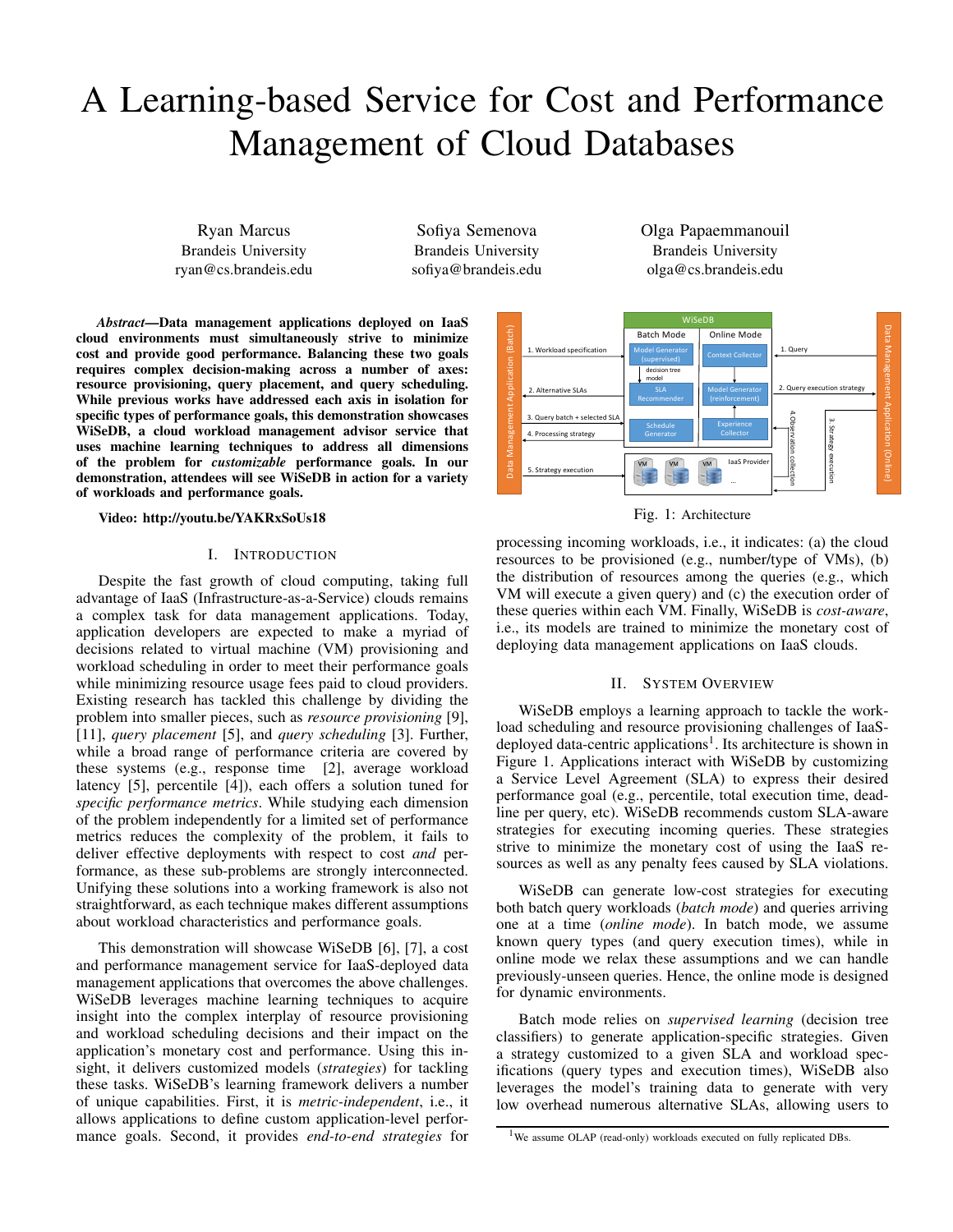# A Learning-based Service for Cost and Performance Management of Cloud Databases

Ryan Marcus
Brandeis University
ryan@cs.brandeis.edu

Sofiya Semenova
Brandeis University
sofiya@brandeis.edu

Olga Papaemmanouil
Brandeis University
olga@cs.brandeis.edu

***Abstract*—Data management applications deployed on IaaS cloud environments must simultaneously strive to minimize cost and provide good performance. Balancing these two goals requires complex decision-making across a number of axes: resource provisioning, query placement, and query scheduling. While previous works have addressed each axis in isolation for specific types of performance goals, this demonstration showcases WiSeDB, a cloud workload management advisor service that uses machine learning techniques to address all dimensions of the problem for *customizable* performance goals. In our demonstration, attendees will see WiSeDB in action for a variety of workloads and performance goals.**

**Video: http://youtu.be/YAKRxSoUs18**

## I. Introduction

Despite the fast growth of cloud computing, taking full advantage of IaaS (Infrastructure-as-a-Service) clouds remains a complex task for data management applications. Today, application developers are expected to make a myriad of decisions related to virtual machine (VM) provisioning and workload scheduling in order to meet their performance goals while minimizing resource usage fees paid to cloud providers. Existing research has tackled this challenge by dividing the problem into smaller pieces, such as *resource provisioning* [9], [11], *query placement* [5], and *query scheduling* [3]. Further, while a broad range of performance criteria are covered by these systems (e.g., response time [2], average workload latency [5], percentile [4]), each offers a solution tuned for *specific performance metrics*. While studying each dimension of the problem independently for a limited set of performance metrics reduces the complexity of the problem, it fails to deliver effective deployments with respect to cost *and* performance, as these sub-problems are strongly interconnected. Unifying these solutions into a working framework is also not straightforward, as each technique makes different assumptions about workload characteristics and performance goals.

This demonstration will showcase WiSeDB [6], [7], a cost and performance management service for IaaS-deployed data management applications that overcomes the above challenges. WiSeDB leverages machine learning techniques to acquire insight into the complex interplay of resource provisioning and workload scheduling decisions and their impact on the application's monetary cost and performance. Using this insight, it delivers customized models (*strategies*) for tackling these tasks. WiSeDB's learning framework delivers a number of unique capabilities. First, it is *metric-independent*, i.e., it allows applications to define custom application-level performance goals. Second, it provides *end-to-end strategies* for processing incoming workloads, i.e., it indicates: (a) the cloud resources to be provisioned (e.g., number/type of VMs), (b) the distribution of resources among the queries (e.g., which VM will execute a given query) and (c) the execution order of these queries within each VM. Finally, WiSeDB is *cost-aware*, i.e., its models are trained to minimize the monetary cost of deploying data management applications on IaaS clouds.

Fig. 1: Architecture

## II. System Overview

WiSeDB employs a learning approach to tackle the workload scheduling and resource provisioning challenges of IaaS-deployed data-centric applications[1]. Its architecture is shown in Figure 1. Applications interact with WiSeDB by customizing a Service Level Agreement (SLA) to express their desired performance goal (e.g., percentile, total execution time, deadline per query, etc). WiSeDB recommends custom SLA-aware strategies for executing incoming queries. These strategies strive to minimize the monetary cost of using the IaaS resources as well as any penalty fees caused by SLA violations.

WiSeDB can generate low-cost strategies for executing both batch query workloads (*batch mode*) and queries arriving one at a time (*online mode*). In batch mode, we assume known query types (and query execution times), while in online mode we relax these assumptions and we can handle previously-unseen queries. Hence, the online mode is designed for dynamic environments.

Batch mode relies on *supervised learning* (decision tree classifiers) to generate application-specific strategies. Given a strategy customized to a given SLA and workload specifications (query types and execution times), WiSeDB also leverages the model's training data to generate with very low overhead numerous alternative SLAs, allowing users to

[1] We assume OLAP (read-only) workloads executed on fully replicated DBs.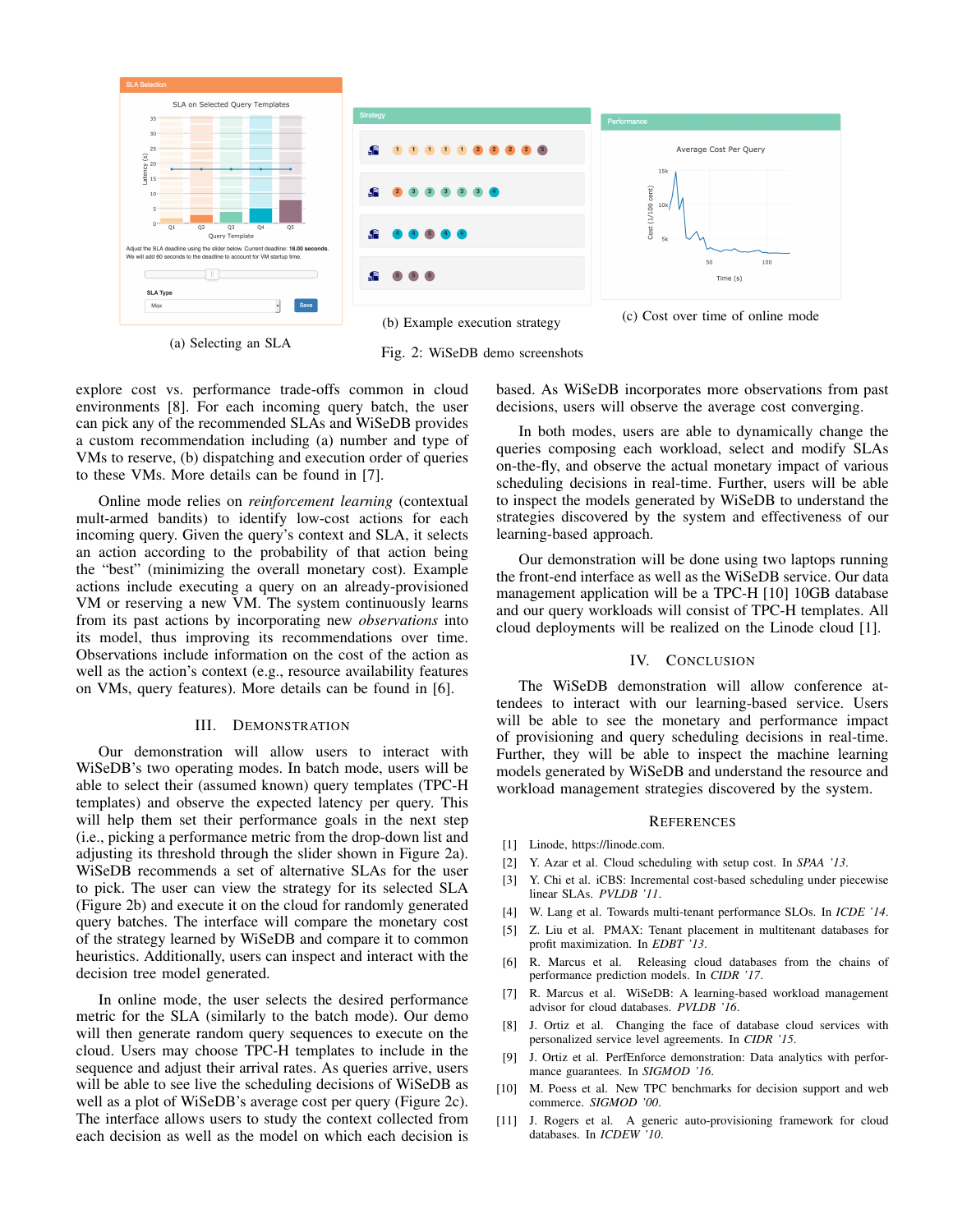SLA Selection

SLA on Selected Query Templates

35
30
25
20
15
10
5
0

Latency (s)

Q1 Q2 Q3 Q4 Q5

Query Template

Adjust the SLA deadline using the slider below. Current deadline: **18.00 seconds**.
We will add 60 seconds to the deadline to account for VM startup time.

SLA Type

Max

Save

(a) Selecting an SLA

Strategy

1 1 1 1 1 2 2 2 2 5

2 3 3 3 3 3 4

4 4 5 4 4

5 5 5

(b) Example execution strategy

Performance

Average Cost Per Query

15k
10k
5k

Cost (1/100 cent)

50 100

Time (s)

(c) Cost over time of online mode

Fig. 2: WiSeDB demo screenshots

explore cost vs. performance trade-offs common in cloud environments [8]. For each incoming query batch, the user can pick any of the recommended SLAs and WiSeDB provides a custom recommendation including (a) number and type of VMs to reserve, (b) dispatching and execution order of queries to these VMs. More details can be found in [7].

Online mode relies on *reinforcement learning* (contextual mult-armed bandits) to identify low-cost actions for each incoming query. Given the query's context and SLA, it selects an action according to the probability of that action being the "best" (minimizing the overall monetary cost). Example actions include executing a query on an already-provisioned VM or reserving a new VM. The system continuously learns from its past actions by incorporating new *observations* into its model, thus improving its recommendations over time. Observations include information on the cost of the action as well as the action's context (e.g., resource availability features on VMs, query features). More details can be found in [6].

## III. Demonstration

Our demonstration will allow users to interact with WiSeDB's two operating modes. In batch mode, users will be able to select their (assumed known) query templates (TPC-H templates) and observe the expected latency per query. This will help them set their performance goals in the next step (i.e., picking a performance metric from the drop-down list and adjusting its threshold through the slider shown in Figure 2a). WiSeDB recommends a set of alternative SLAs for the user to pick. The user can view the strategy for its selected SLA (Figure 2b) and execute it on the cloud for randomly generated query batches. The interface will compare the monetary cost of the strategy learned by WiSeDB and compare it to common heuristics. Additionally, users can inspect and interact with the decision tree model generated.

In online mode, the user selects the desired performance metric for the SLA (similarly to the batch mode). Our demo will then generate random query sequences to execute on the cloud. Users may choose TPC-H templates to include in the sequence and adjust their arrival rates. As queries arrive, users will be able to see live the scheduling decisions of WiSeDB as well as a plot of WiSeDB's average cost per query (Figure 2c). The interface allows users to study the context collected from each decision as well as the model on which each decision is based. As WiSeDB incorporates more observations from past decisions, users will observe the average cost converging.

In both modes, users are able to dynamically change the queries composing each workload, select and modify SLAs on-the-fly, and observe the actual monetary impact of various scheduling decisions in real-time. Further, users will be able to inspect the models generated by WiSeDB to understand the strategies discovered by the system and effectiveness of our learning-based approach.

Our demonstration will be done using two laptops running the front-end interface as well as the WiSeDB service. Our data management application will be a TPC-H [10] 10GB database and our query workloads will consist of TPC-H templates. All cloud deployments will be realized on the Linode cloud [1].

## IV. Conclusion

The WiSeDB demonstration will allow conference attendees to interact with our learning-based service. Users will be able to see the monetary and performance impact of provisioning and query scheduling decisions in real-time. Further, they will be able to inspect the machine learning models generated by WiSeDB and understand the resource and workload management strategies discovered by the system.

## References

[1] Linode, https://linode.com.

[2] Y. Azar et al. Cloud scheduling with setup cost. In *SPAA '13*.

[3] Y. Chi et al. iCBS: Incremental cost-based scheduling under piecewise linear SLAs. *PVLDB '11*.

[4] W. Lang et al. Towards multi-tenant performance SLOs. In *ICDE '14*.

[5] Z. Liu et al. PMAX: Tenant placement in multitenant databases for profit maximization. In *EDBT '13*.

[6] R. Marcus et al. Releasing cloud databases from the chains of performance prediction models. In *CIDR '17*.

[7] R. Marcus et al. WiSeDB: A learning-based workload management advisor for cloud databases. *PVLDB '16*.

[8] J. Ortiz et al. Changing the face of database cloud services with personalized service level agreements. In *CIDR '15*.

[9] J. Ortiz et al. PerfEnforce demonstration: Data analytics with performance guarantees. In *SIGMOD '16*.

[10] M. Poess et al. New TPC benchmarks for decision support and web commerce. *SIGMOD '00*.

[11] J. Rogers et al. A generic auto-provisioning framework for cloud databases. In *ICDEW '10*.